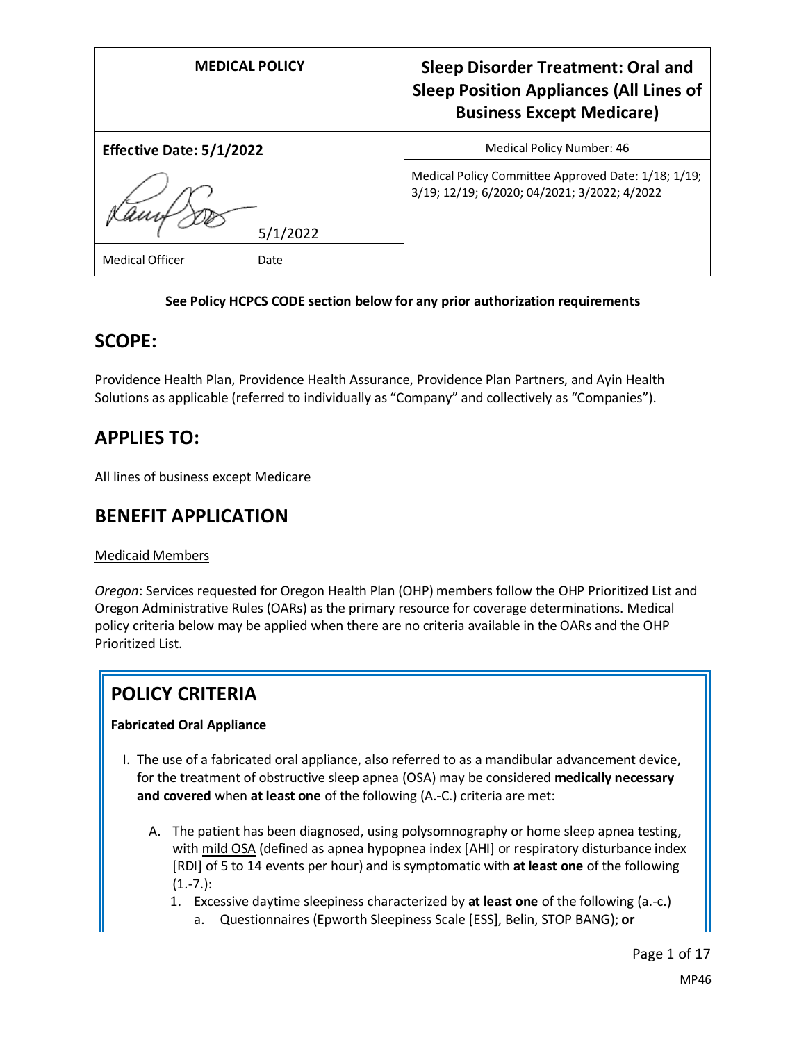| MEDICAL POLICY | Sleep Disorder Treatment: Oral and Sleep Position Appliances (All Lines of Business Except Medicare) |
|---|---|
| **Effective Date: 5/1/2022** | Medical Policy Number: 46 |
| 5/1/2022 | Medical Policy Committee Approved Date: 1/18; 1/19; 3/19; 12/19; 6/2020; 04/2021; 3/2022; 4/2022 |
| Medical Officer Date | |

**See Policy HCPCS CODE section below for any prior authorization requirements**

## SCOPE:

Providence Health Plan, Providence Health Assurance, Providence Plan Partners, and Ayin Health Solutions as applicable (referred to individually as "Company" and collectively as "Companies").

## APPLIES TO:

All lines of business except Medicare

## BENEFIT APPLICATION

Medicaid Members

*Oregon*: Services requested for Oregon Health Plan (OHP) members follow the OHP Prioritized List and Oregon Administrative Rules (OARs) as the primary resource for coverage determinations. Medical policy criteria below may be applied when there are no criteria available in the OARs and the OHP Prioritized List.

## POLICY CRITERIA

**Fabricated Oral Appliance**

I. The use of a fabricated oral appliance, also referred to as a mandibular advancement device, for the treatment of obstructive sleep apnea (OSA) may be considered **medically necessary and covered** when **at least one** of the following (A.-C.) criteria are met:

   A. The patient has been diagnosed, using polysomnography or home sleep apnea testing, with mild OSA (defined as apnea hypopnea index [AHI] or respiratory disturbance index [RDI] of 5 to 14 events per hour) and is symptomatic with **at least one** of the following (1.-7.):

      1. Excessive daytime sleepiness characterized by **at least one** of the following (a.-c.)

         a. Questionnaires (Epworth Sleepiness Scale [ESS], Belin, STOP BANG); **or**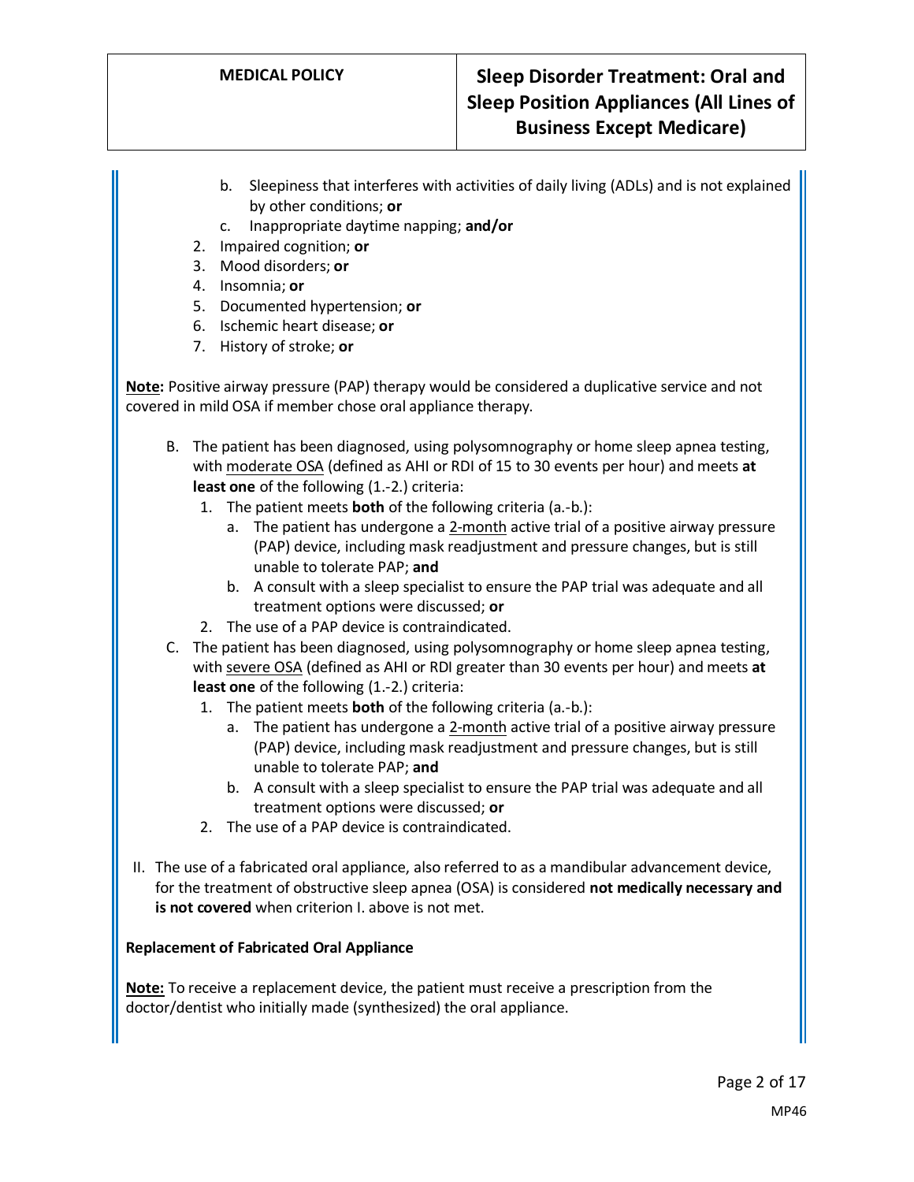b. Sleepiness that interferes with activities of daily living (ADLs) and is not explained by other conditions; **or**
   c. Inappropriate daytime napping; **and/or**
2. Impaired cognition; **or**
3. Mood disorders; **or**
4. Insomnia; **or**
5. Documented hypertension; **or**
6. Ischemic heart disease; **or**
7. History of stroke; **or**

**<u>Note:</u>** Positive airway pressure (PAP) therapy would be considered a duplicative service and not covered in mild OSA if member chose oral appliance therapy.

B. The patient has been diagnosed, using polysomnography or home sleep apnea testing, with <u>moderate OSA</u> (defined as AHI or RDI of 15 to 30 events per hour) and meets **at least one** of the following (1.-2.) criteria:
   1. The patient meets **both** of the following criteria (a.-b.):
      a. The patient has undergone a <u>2-month</u> active trial of a positive airway pressure (PAP) device, including mask readjustment and pressure changes, but is still unable to tolerate PAP; **and**
      b. A consult with a sleep specialist to ensure the PAP trial was adequate and all treatment options were discussed; **or**
   2. The use of a PAP device is contraindicated.

C. The patient has been diagnosed, using polysomnography or home sleep apnea testing, with <u>severe OSA</u> (defined as AHI or RDI greater than 30 events per hour) and meets **at least one** of the following (1.-2.) criteria:
   1. The patient meets **both** of the following criteria (a.-b.):
      a. The patient has undergone a <u>2-month</u> active trial of a positive airway pressure (PAP) device, including mask readjustment and pressure changes, but is still unable to tolerate PAP; **and**
      b. A consult with a sleep specialist to ensure the PAP trial was adequate and all treatment options were discussed; **or**
   2. The use of a PAP device is contraindicated.

II. The use of a fabricated oral appliance, also referred to as a mandibular advancement device, for the treatment of obstructive sleep apnea (OSA) is considered **not medically necessary and is not covered** when criterion I. above is not met.

**Replacement of Fabricated Oral Appliance**

**<u>Note:</u>** To receive a replacement device, the patient must receive a prescription from the doctor/dentist who initially made (synthesized) the oral appliance.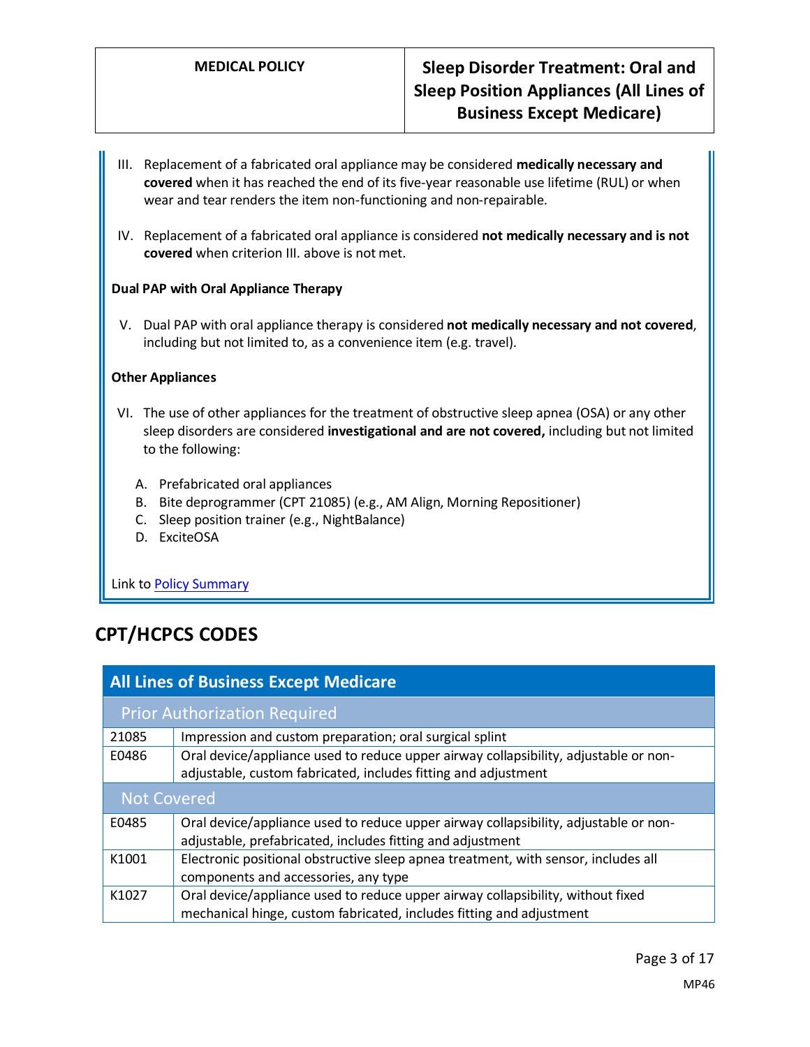III. Replacement of a fabricated oral appliance may be considered **medically necessary and covered** when it has reached the end of its five-year reasonable use lifetime (RUL) or when wear and tear renders the item non-functioning and non-repairable.

IV. Replacement of a fabricated oral appliance is considered **not medically necessary and is not covered** when criterion III. above is not met.

**Dual PAP with Oral Appliance Therapy**

V. Dual PAP with oral appliance therapy is considered **not medically necessary and not covered**, including but not limited to, as a convenience item (e.g. travel).

**Other Appliances**

VI. The use of other appliances for the treatment of obstructive sleep apnea (OSA) or any other sleep disorders are considered **investigational and are not covered,** including but not limited to the following:

A. Prefabricated oral appliances
B. Bite deprogrammer (CPT 21085) (e.g., AM Align, Morning Repositioner)
C. Sleep position trainer (e.g., NightBalance)
D. ExciteOSA

Link to [Policy Summary](#)

## CPT/HCPCS CODES

| All Lines of Business Except Medicare | |
|---|---|
| **Prior Authorization Required** | |
| 21085 | Impression and custom preparation; oral surgical splint |
| E0486 | Oral device/appliance used to reduce upper airway collapsibility, adjustable or non-adjustable, custom fabricated, includes fitting and adjustment |
| **Not Covered** | |
| E0485 | Oral device/appliance used to reduce upper airway collapsibility, adjustable or non-adjustable, prefabricated, includes fitting and adjustment |
| K1001 | Electronic positional obstructive sleep apnea treatment, with sensor, includes all components and accessories, any type |
| K1027 | Oral device/appliance used to reduce upper airway collapsibility, without fixed mechanical hinge, custom fabricated, includes fitting and adjustment |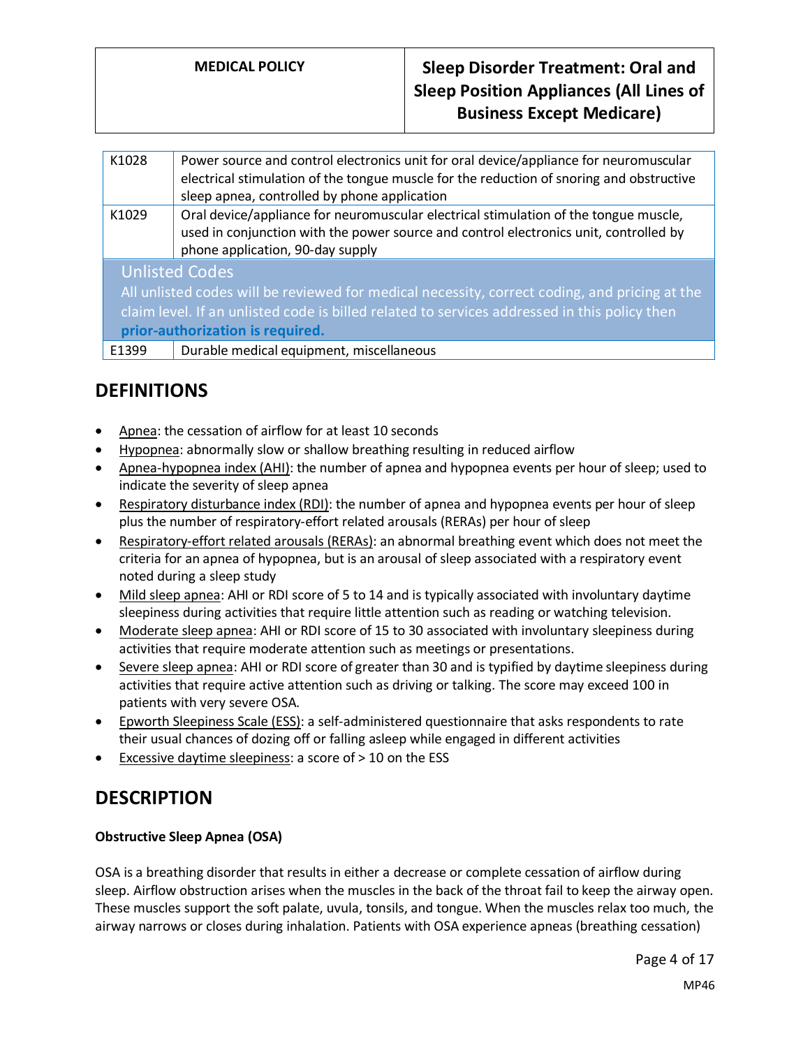| | |
|---|---|
| K1028 | Power source and control electronics unit for oral device/appliance for neuromuscular electrical stimulation of the tongue muscle for the reduction of snoring and obstructive sleep apnea, controlled by phone application |
| K1029 | Oral device/appliance for neuromuscular electrical stimulation of the tongue muscle, used in conjunction with the power source and control electronics unit, controlled by phone application, 90-day supply |
| **Unlisted Codes** All unlisted codes will be reviewed for medical necessity, correct coding, and pricing at the claim level. If an unlisted code is billed related to services addressed in this policy then **prior-authorization is required.** | |
| E1399 | Durable medical equipment, miscellaneous |

## DEFINITIONS

- Apnea: the cessation of airflow for at least 10 seconds
- Hypopnea: abnormally slow or shallow breathing resulting in reduced airflow
- Apnea-hypopnea index (AHI): the number of apnea and hypopnea events per hour of sleep; used to indicate the severity of sleep apnea
- Respiratory disturbance index (RDI): the number of apnea and hypopnea events per hour of sleep plus the number of respiratory-effort related arousals (RERAs) per hour of sleep
- Respiratory-effort related arousals (RERAs): an abnormal breathing event which does not meet the criteria for an apnea of hypopnea, but is an arousal of sleep associated with a respiratory event noted during a sleep study
- Mild sleep apnea: AHI or RDI score of 5 to 14 and is typically associated with involuntary daytime sleepiness during activities that require little attention such as reading or watching television.
- Moderate sleep apnea: AHI or RDI score of 15 to 30 associated with involuntary sleepiness during activities that require moderate attention such as meetings or presentations.
- Severe sleep apnea: AHI or RDI score of greater than 30 and is typified by daytime sleepiness during activities that require active attention such as driving or talking. The score may exceed 100 in patients with very severe OSA.
- Epworth Sleepiness Scale (ESS): a self-administered questionnaire that asks respondents to rate their usual chances of dozing off or falling asleep while engaged in different activities
- Excessive daytime sleepiness: a score of > 10 on the ESS

## DESCRIPTION

**Obstructive Sleep Apnea (OSA)**

OSA is a breathing disorder that results in either a decrease or complete cessation of airflow during sleep. Airflow obstruction arises when the muscles in the back of the throat fail to keep the airway open. These muscles support the soft palate, uvula, tonsils, and tongue. When the muscles relax too much, the airway narrows or closes during inhalation. Patients with OSA experience apneas (breathing cessation)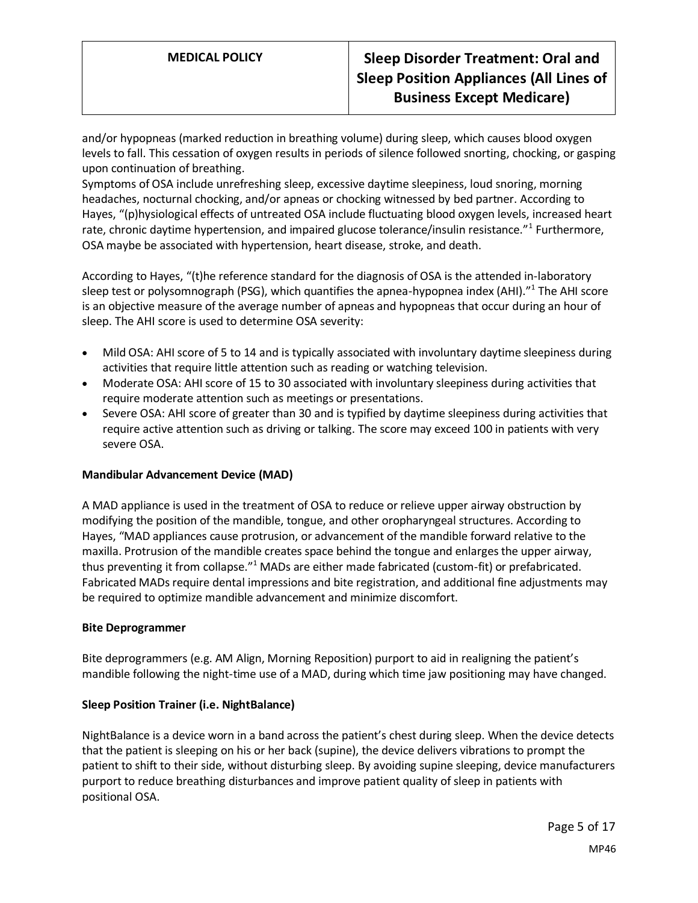and/or hypopneas (marked reduction in breathing volume) during sleep, which causes blood oxygen levels to fall. This cessation of oxygen results in periods of silence followed snorting, chocking, or gasping upon continuation of breathing.
Symptoms of OSA include unrefreshing sleep, excessive daytime sleepiness, loud snoring, morning headaches, nocturnal chocking, and/or apneas or chocking witnessed by bed partner. According to Hayes, "(p)hysiological effects of untreated OSA include fluctuating blood oxygen levels, increased heart rate, chronic daytime hypertension, and impaired glucose tolerance/insulin resistance."[1] Furthermore, OSA maybe be associated with hypertension, heart disease, stroke, and death.

According to Hayes, "(t)he reference standard for the diagnosis of OSA is the attended in-laboratory sleep test or polysomnograph (PSG), which quantifies the apnea-hypopnea index (AHI)."[1] The AHI score is an objective measure of the average number of apneas and hypopneas that occur during an hour of sleep. The AHI score is used to determine OSA severity:

- Mild OSA: AHI score of 5 to 14 and is typically associated with involuntary daytime sleepiness during activities that require little attention such as reading or watching television.
- Moderate OSA: AHI score of 15 to 30 associated with involuntary sleepiness during activities that require moderate attention such as meetings or presentations.
- Severe OSA: AHI score of greater than 30 and is typified by daytime sleepiness during activities that require active attention such as driving or talking. The score may exceed 100 in patients with very severe OSA.

**Mandibular Advancement Device (MAD)**

A MAD appliance is used in the treatment of OSA to reduce or relieve upper airway obstruction by modifying the position of the mandible, tongue, and other oropharyngeal structures. According to Hayes, "MAD appliances cause protrusion, or advancement of the mandible forward relative to the maxilla. Protrusion of the mandible creates space behind the tongue and enlarges the upper airway, thus preventing it from collapse."[1] MADs are either made fabricated (custom-fit) or prefabricated. Fabricated MADs require dental impressions and bite registration, and additional fine adjustments may be required to optimize mandible advancement and minimize discomfort.

**Bite Deprogrammer**

Bite deprogrammers (e.g. AM Align, Morning Reposition) purport to aid in realigning the patient's mandible following the night-time use of a MAD, during which time jaw positioning may have changed.

**Sleep Position Trainer (i.e. NightBalance)**

NightBalance is a device worn in a band across the patient's chest during sleep. When the device detects that the patient is sleeping on his or her back (supine), the device delivers vibrations to prompt the patient to shift to their side, without disturbing sleep. By avoiding supine sleeping, device manufacturers purport to reduce breathing disturbances and improve patient quality of sleep in patients with positional OSA.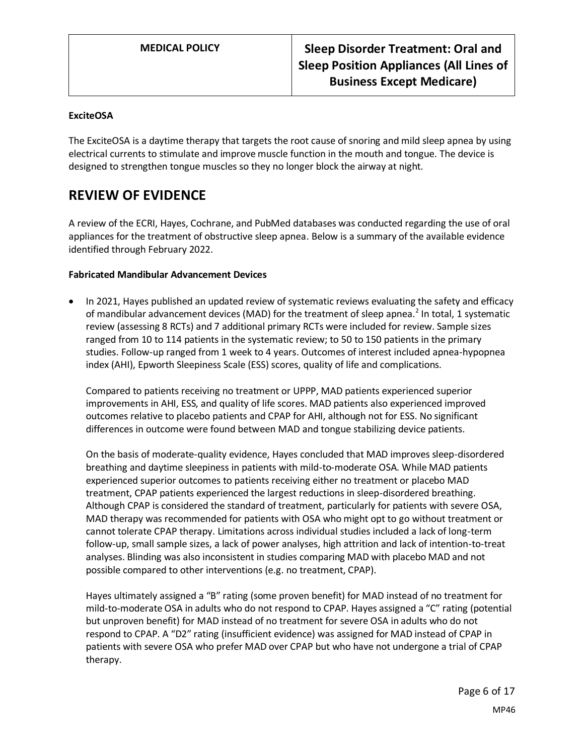**ExciteOSA**

The ExciteOSA is a daytime therapy that targets the root cause of snoring and mild sleep apnea by using electrical currents to stimulate and improve muscle function in the mouth and tongue. The device is designed to strengthen tongue muscles so they no longer block the airway at night.

## REVIEW OF EVIDENCE

A review of the ECRI, Hayes, Cochrane, and PubMed databases was conducted regarding the use of oral appliances for the treatment of obstructive sleep apnea. Below is a summary of the available evidence identified through February 2022.

**Fabricated Mandibular Advancement Devices**

- In 2021, Hayes published an updated review of systematic reviews evaluating the safety and efficacy of mandibular advancement devices (MAD) for the treatment of sleep apnea.[2] In total, 1 systematic review (assessing 8 RCTs) and 7 additional primary RCTs were included for review. Sample sizes ranged from 10 to 114 patients in the systematic review; to 50 to 150 patients in the primary studies. Follow-up ranged from 1 week to 4 years. Outcomes of interest included apnea-hypopnea index (AHI), Epworth Sleepiness Scale (ESS) scores, quality of life and complications.

  Compared to patients receiving no treatment or UPPP, MAD patients experienced superior improvements in AHI, ESS, and quality of life scores. MAD patients also experienced improved outcomes relative to placebo patients and CPAP for AHI, although not for ESS. No significant differences in outcome were found between MAD and tongue stabilizing device patients.

  On the basis of moderate-quality evidence, Hayes concluded that MAD improves sleep-disordered breathing and daytime sleepiness in patients with mild-to-moderate OSA. While MAD patients experienced superior outcomes to patients receiving either no treatment or placebo MAD treatment, CPAP patients experienced the largest reductions in sleep-disordered breathing. Although CPAP is considered the standard of treatment, particularly for patients with severe OSA, MAD therapy was recommended for patients with OSA who might opt to go without treatment or cannot tolerate CPAP therapy. Limitations across individual studies included a lack of long-term follow-up, small sample sizes, a lack of power analyses, high attrition and lack of intention-to-treat analyses. Blinding was also inconsistent in studies comparing MAD with placebo MAD and not possible compared to other interventions (e.g. no treatment, CPAP).

  Hayes ultimately assigned a "B" rating (some proven benefit) for MAD instead of no treatment for mild-to-moderate OSA in adults who do not respond to CPAP. Hayes assigned a "C" rating (potential but unproven benefit) for MAD instead of no treatment for severe OSA in adults who do not respond to CPAP. A "D2" rating (insufficient evidence) was assigned for MAD instead of CPAP in patients with severe OSA who prefer MAD over CPAP but who have not undergone a trial of CPAP therapy.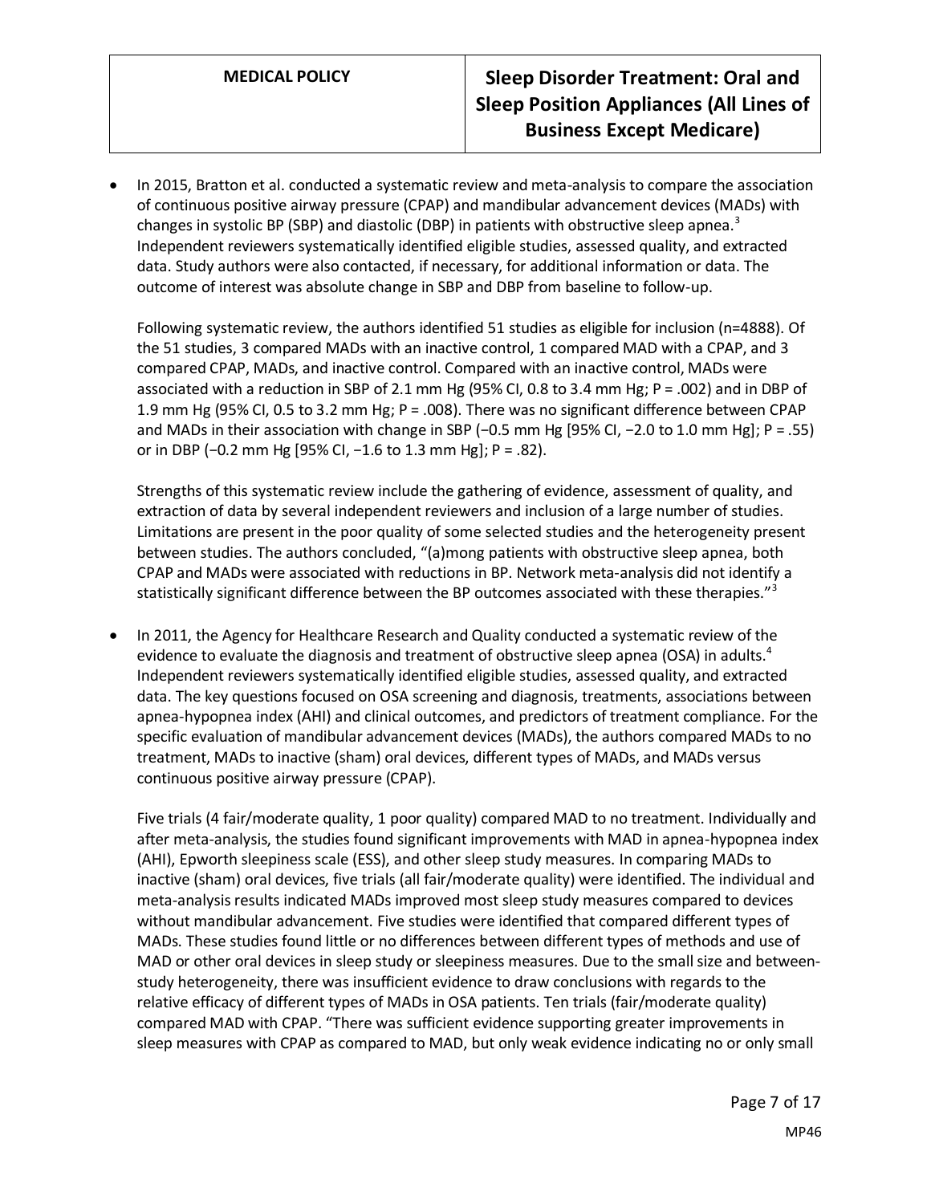- In 2015, Bratton et al. conducted a systematic review and meta-analysis to compare the association of continuous positive airway pressure (CPAP) and mandibular advancement devices (MADs) with changes in systolic BP (SBP) and diastolic (DBP) in patients with obstructive sleep apnea.[3] Independent reviewers systematically identified eligible studies, assessed quality, and extracted data. Study authors were also contacted, if necessary, for additional information or data. The outcome of interest was absolute change in SBP and DBP from baseline to follow-up.

  Following systematic review, the authors identified 51 studies as eligible for inclusion (n=4888). Of the 51 studies, 3 compared MADs with an inactive control, 1 compared MAD with a CPAP, and 3 compared CPAP, MADs, and inactive control. Compared with an inactive control, MADs were associated with a reduction in SBP of 2.1 mm Hg (95% CI, 0.8 to 3.4 mm Hg; P = .002) and in DBP of 1.9 mm Hg (95% CI, 0.5 to 3.2 mm Hg; P = .008). There was no significant difference between CPAP and MADs in their association with change in SBP (−0.5 mm Hg [95% CI, −2.0 to 1.0 mm Hg]; P = .55) or in DBP (−0.2 mm Hg [95% CI, −1.6 to 1.3 mm Hg]; P = .82).

  Strengths of this systematic review include the gathering of evidence, assessment of quality, and extraction of data by several independent reviewers and inclusion of a large number of studies. Limitations are present in the poor quality of some selected studies and the heterogeneity present between studies. The authors concluded, "(a)mong patients with obstructive sleep apnea, both CPAP and MADs were associated with reductions in BP. Network meta-analysis did not identify a statistically significant difference between the BP outcomes associated with these therapies."[3]

- In 2011, the Agency for Healthcare Research and Quality conducted a systematic review of the evidence to evaluate the diagnosis and treatment of obstructive sleep apnea (OSA) in adults.[4] Independent reviewers systematically identified eligible studies, assessed quality, and extracted data. The key questions focused on OSA screening and diagnosis, treatments, associations between apnea-hypopnea index (AHI) and clinical outcomes, and predictors of treatment compliance. For the specific evaluation of mandibular advancement devices (MADs), the authors compared MADs to no treatment, MADs to inactive (sham) oral devices, different types of MADs, and MADs versus continuous positive airway pressure (CPAP).

  Five trials (4 fair/moderate quality, 1 poor quality) compared MAD to no treatment. Individually and after meta-analysis, the studies found significant improvements with MAD in apnea-hypopnea index (AHI), Epworth sleepiness scale (ESS), and other sleep study measures. In comparing MADs to inactive (sham) oral devices, five trials (all fair/moderate quality) were identified. The individual and meta-analysis results indicated MADs improved most sleep study measures compared to devices without mandibular advancement. Five studies were identified that compared different types of MADs. These studies found little or no differences between different types of methods and use of MAD or other oral devices in sleep study or sleepiness measures. Due to the small size and between-study heterogeneity, there was insufficient evidence to draw conclusions with regards to the relative efficacy of different types of MADs in OSA patients. Ten trials (fair/moderate quality) compared MAD with CPAP. "There was sufficient evidence supporting greater improvements in sleep measures with CPAP as compared to MAD, but only weak evidence indicating no or only small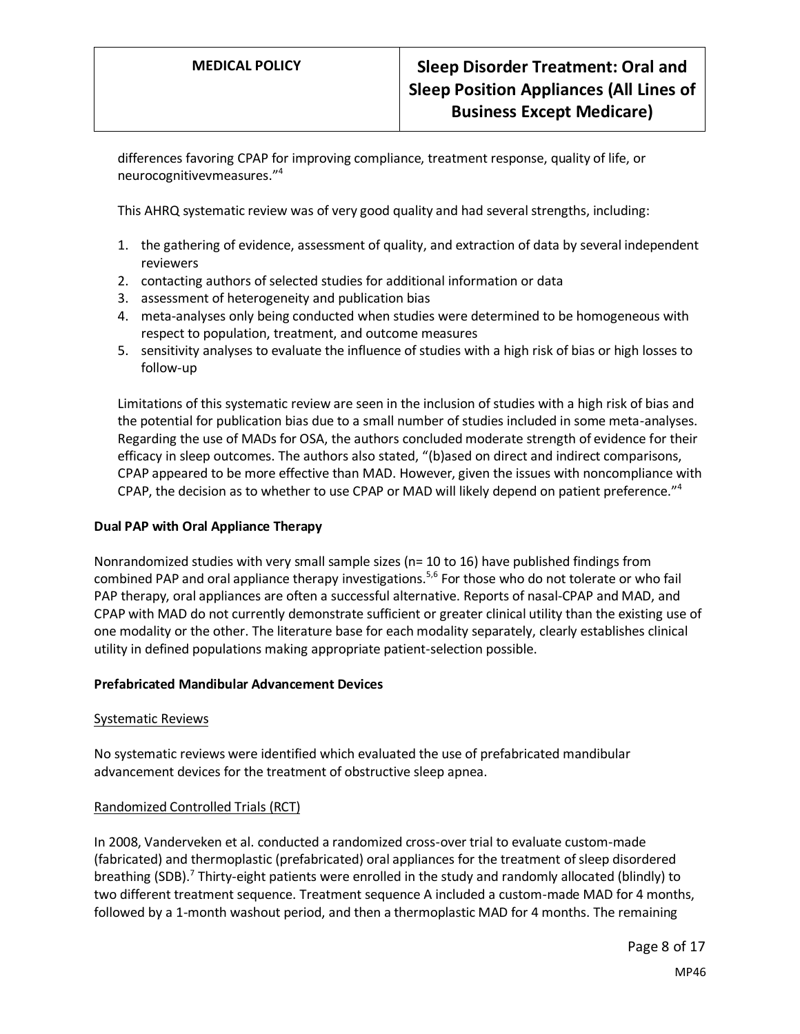differences favoring CPAP for improving compliance, treatment response, quality of life, or neurocognitivevmeasures."[4]

This AHRQ systematic review was of very good quality and had several strengths, including:

1. the gathering of evidence, assessment of quality, and extraction of data by several independent reviewers
2. contacting authors of selected studies for additional information or data
3. assessment of heterogeneity and publication bias
4. meta-analyses only being conducted when studies were determined to be homogeneous with respect to population, treatment, and outcome measures
5. sensitivity analyses to evaluate the influence of studies with a high risk of bias or high losses to follow-up

Limitations of this systematic review are seen in the inclusion of studies with a high risk of bias and the potential for publication bias due to a small number of studies included in some meta-analyses. Regarding the use of MADs for OSA, the authors concluded moderate strength of evidence for their efficacy in sleep outcomes. The authors also stated, "(b)ased on direct and indirect comparisons, CPAP appeared to be more effective than MAD. However, given the issues with noncompliance with CPAP, the decision as to whether to use CPAP or MAD will likely depend on patient preference."[4]

**Dual PAP with Oral Appliance Therapy**

Nonrandomized studies with very small sample sizes (n= 10 to 16) have published findings from combined PAP and oral appliance therapy investigations.[5,6] For those who do not tolerate or who fail PAP therapy, oral appliances are often a successful alternative. Reports of nasal-CPAP and MAD, and CPAP with MAD do not currently demonstrate sufficient or greater clinical utility than the existing use of one modality or the other. The literature base for each modality separately, clearly establishes clinical utility in defined populations making appropriate patient-selection possible.

**Prefabricated Mandibular Advancement Devices**

Systematic Reviews

No systematic reviews were identified which evaluated the use of prefabricated mandibular advancement devices for the treatment of obstructive sleep apnea.

Randomized Controlled Trials (RCT)

In 2008, Vanderveken et al. conducted a randomized cross-over trial to evaluate custom-made (fabricated) and thermoplastic (prefabricated) oral appliances for the treatment of sleep disordered breathing (SDB).[7] Thirty-eight patients were enrolled in the study and randomly allocated (blindly) to two different treatment sequence. Treatment sequence A included a custom-made MAD for 4 months, followed by a 1-month washout period, and then a thermoplastic MAD for 4 months. The remaining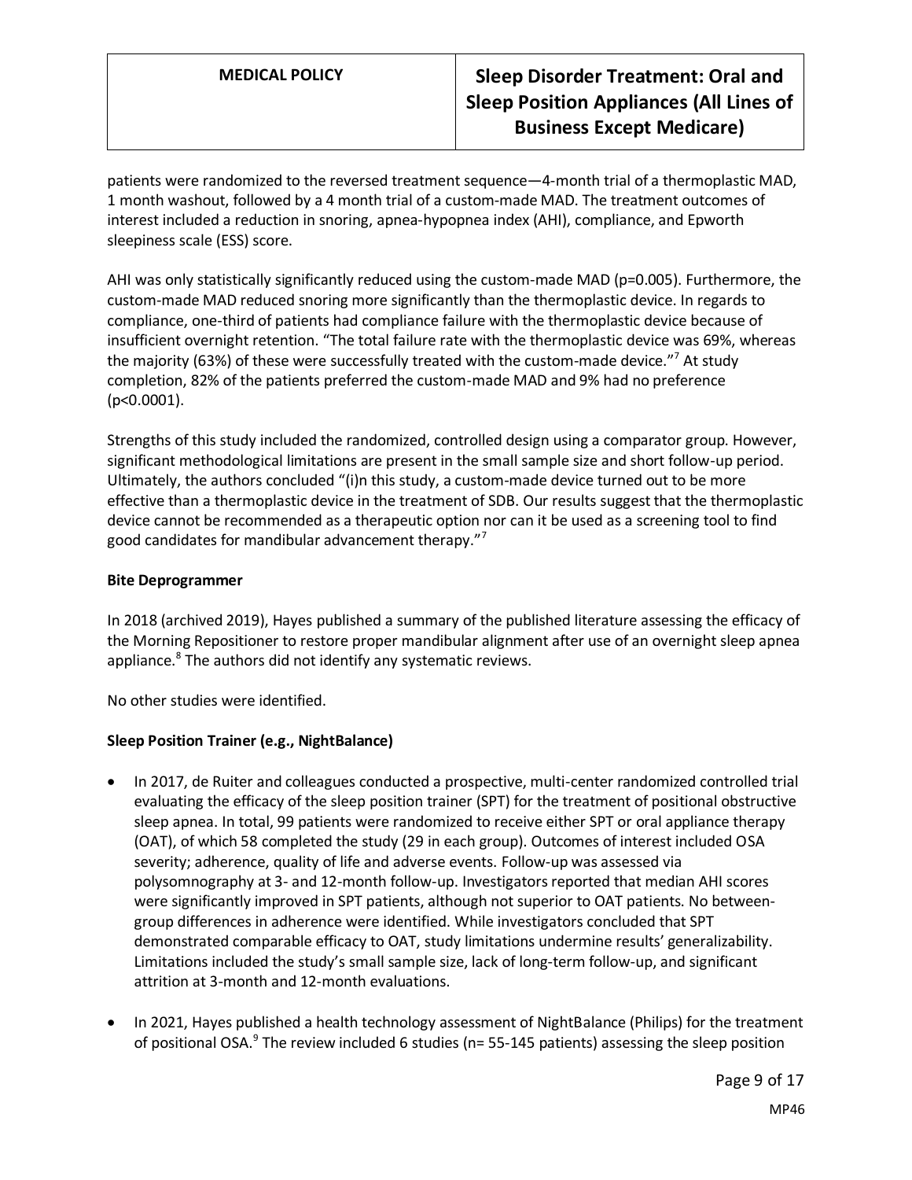patients were randomized to the reversed treatment sequence—4-month trial of a thermoplastic MAD, 1 month washout, followed by a 4 month trial of a custom-made MAD. The treatment outcomes of interest included a reduction in snoring, apnea-hypopnea index (AHI), compliance, and Epworth sleepiness scale (ESS) score.

AHI was only statistically significantly reduced using the custom-made MAD ($p=0.005$). Furthermore, the custom-made MAD reduced snoring more significantly than the thermoplastic device. In regards to compliance, one-third of patients had compliance failure with the thermoplastic device because of insufficient overnight retention. "The total failure rate with the thermoplastic device was 69%, whereas the majority (63%) of these were successfully treated with the custom-made device."[7] At study completion, 82% of the patients preferred the custom-made MAD and 9% had no preference ($p<0.0001$).

Strengths of this study included the randomized, controlled design using a comparator group. However, significant methodological limitations are present in the small sample size and short follow-up period. Ultimately, the authors concluded "(i)n this study, a custom-made device turned out to be more effective than a thermoplastic device in the treatment of SDB. Our results suggest that the thermoplastic device cannot be recommended as a therapeutic option nor can it be used as a screening tool to find good candidates for mandibular advancement therapy."[7]

**Bite Deprogrammer**

In 2018 (archived 2019), Hayes published a summary of the published literature assessing the efficacy of the Morning Repositioner to restore proper mandibular alignment after use of an overnight sleep apnea appliance.[8] The authors did not identify any systematic reviews.

No other studies were identified.

**Sleep Position Trainer (e.g., NightBalance)**

- In 2017, de Ruiter and colleagues conducted a prospective, multi-center randomized controlled trial evaluating the efficacy of the sleep position trainer (SPT) for the treatment of positional obstructive sleep apnea. In total, 99 patients were randomized to receive either SPT or oral appliance therapy (OAT), of which 58 completed the study (29 in each group). Outcomes of interest included OSA severity; adherence, quality of life and adverse events. Follow-up was assessed via polysomnography at 3- and 12-month follow-up. Investigators reported that median AHI scores were significantly improved in SPT patients, although not superior to OAT patients. No between-group differences in adherence were identified. While investigators concluded that SPT demonstrated comparable efficacy to OAT, study limitations undermine results' generalizability. Limitations included the study's small sample size, lack of long-term follow-up, and significant attrition at 3-month and 12-month evaluations.

- In 2021, Hayes published a health technology assessment of NightBalance (Philips) for the treatment of positional OSA.[9] The review included 6 studies (n= 55-145 patients) assessing the sleep position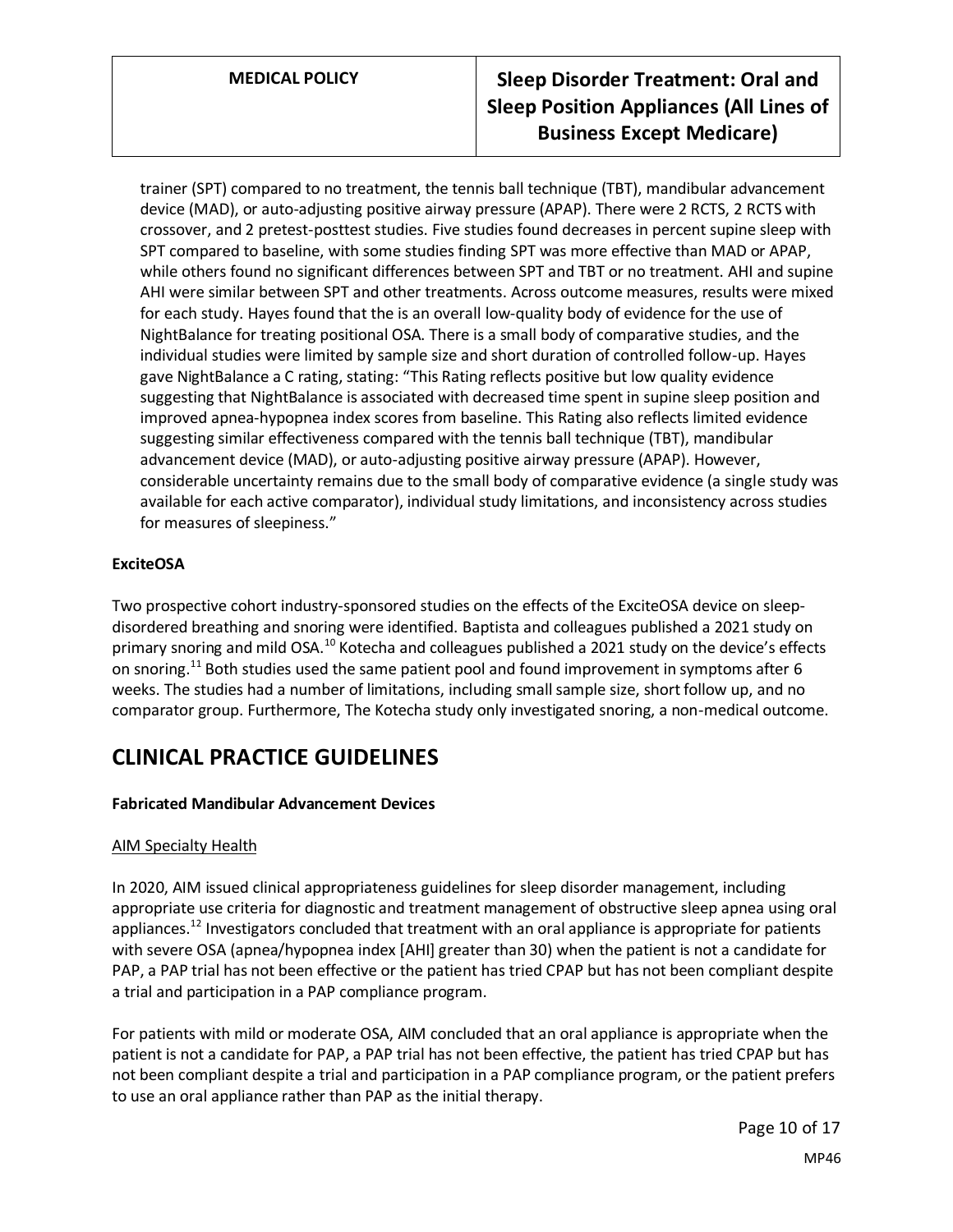trainer (SPT) compared to no treatment, the tennis ball technique (TBT), mandibular advancement device (MAD), or auto-adjusting positive airway pressure (APAP). There were 2 RCTS, 2 RCTS with crossover, and 2 pretest-posttest studies. Five studies found decreases in percent supine sleep with SPT compared to baseline, with some studies finding SPT was more effective than MAD or APAP, while others found no significant differences between SPT and TBT or no treatment. AHI and supine AHI were similar between SPT and other treatments. Across outcome measures, results were mixed for each study. Hayes found that the is an overall low-quality body of evidence for the use of NightBalance for treating positional OSA. There is a small body of comparative studies, and the individual studies were limited by sample size and short duration of controlled follow-up. Hayes gave NightBalance a C rating, stating: "This Rating reflects positive but low quality evidence suggesting that NightBalance is associated with decreased time spent in supine sleep position and improved apnea-hypopnea index scores from baseline. This Rating also reflects limited evidence suggesting similar effectiveness compared with the tennis ball technique (TBT), mandibular advancement device (MAD), or auto-adjusting positive airway pressure (APAP). However, considerable uncertainty remains due to the small body of comparative evidence (a single study was available for each active comparator), individual study limitations, and inconsistency across studies for measures of sleepiness."

**ExciteOSA**

Two prospective cohort industry-sponsored studies on the effects of the ExciteOSA device on sleep-disordered breathing and snoring were identified. Baptista and colleagues published a 2021 study on primary snoring and mild OSA.[10] Kotecha and colleagues published a 2021 study on the device's effects on snoring.[11] Both studies used the same patient pool and found improvement in symptoms after 6 weeks. The studies had a number of limitations, including small sample size, short follow up, and no comparator group. Furthermore, The Kotecha study only investigated snoring, a non-medical outcome.

# CLINICAL PRACTICE GUIDELINES

**Fabricated Mandibular Advancement Devices**

<u>AIM Specialty Health</u>

In 2020, AIM issued clinical appropriateness guidelines for sleep disorder management, including appropriate use criteria for diagnostic and treatment management of obstructive sleep apnea using oral appliances.[12] Investigators concluded that treatment with an oral appliance is appropriate for patients with severe OSA (apnea/hypopnea index [AHI] greater than 30) when the patient is not a candidate for PAP, a PAP trial has not been effective or the patient has tried CPAP but has not been compliant despite a trial and participation in a PAP compliance program.

For patients with mild or moderate OSA, AIM concluded that an oral appliance is appropriate when the patient is not a candidate for PAP, a PAP trial has not been effective, the patient has tried CPAP but has not been compliant despite a trial and participation in a PAP compliance program, or the patient prefers to use an oral appliance rather than PAP as the initial therapy.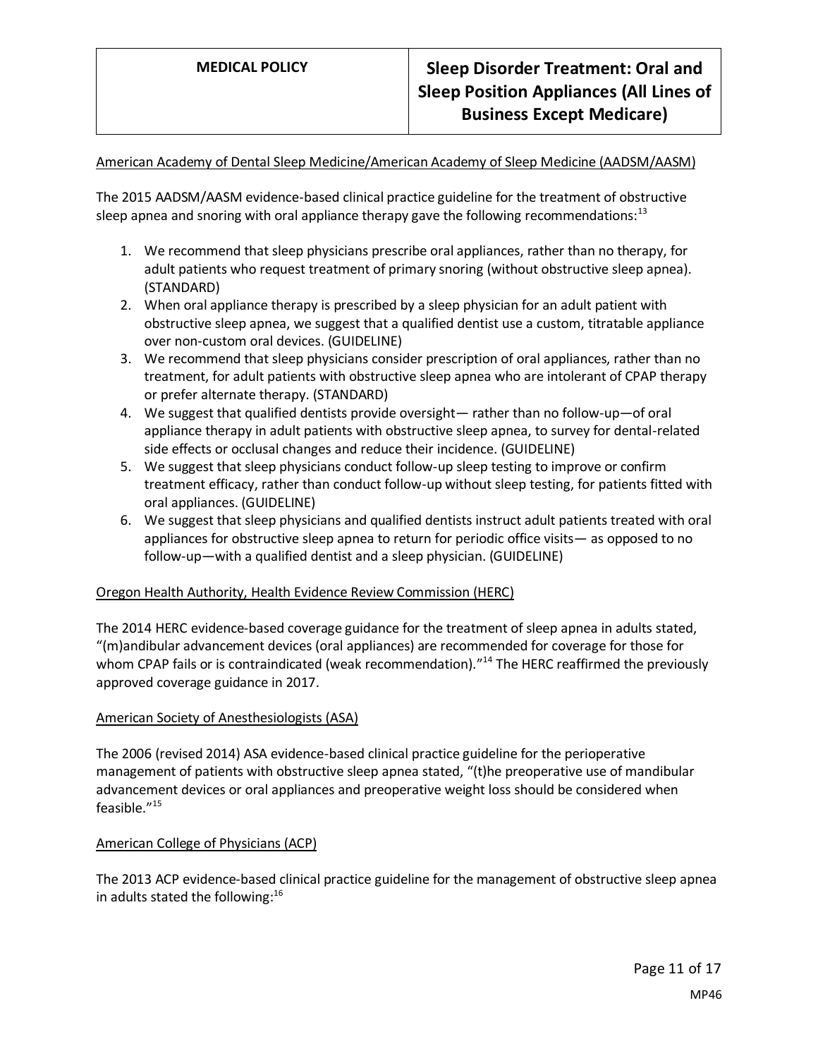American Academy of Dental Sleep Medicine/American Academy of Sleep Medicine (AADSM/AASM)

The 2015 AADSM/AASM evidence-based clinical practice guideline for the treatment of obstructive sleep apnea and snoring with oral appliance therapy gave the following recommendations:[13]

1. We recommend that sleep physicians prescribe oral appliances, rather than no therapy, for adult patients who request treatment of primary snoring (without obstructive sleep apnea). (STANDARD)
2. When oral appliance therapy is prescribed by a sleep physician for an adult patient with obstructive sleep apnea, we suggest that a qualified dentist use a custom, titratable appliance over non-custom oral devices. (GUIDELINE)
3. We recommend that sleep physicians consider prescription of oral appliances, rather than no treatment, for adult patients with obstructive sleep apnea who are intolerant of CPAP therapy or prefer alternate therapy. (STANDARD)
4. We suggest that qualified dentists provide oversight— rather than no follow-up—of oral appliance therapy in adult patients with obstructive sleep apnea, to survey for dental-related side effects or occlusal changes and reduce their incidence. (GUIDELINE)
5. We suggest that sleep physicians conduct follow-up sleep testing to improve or confirm treatment efficacy, rather than conduct follow-up without sleep testing, for patients fitted with oral appliances. (GUIDELINE)
6. We suggest that sleep physicians and qualified dentists instruct adult patients treated with oral appliances for obstructive sleep apnea to return for periodic office visits— as opposed to no follow-up—with a qualified dentist and a sleep physician. (GUIDELINE)

Oregon Health Authority, Health Evidence Review Commission (HERC)

The 2014 HERC evidence-based coverage guidance for the treatment of sleep apnea in adults stated, "(m)andibular advancement devices (oral appliances) are recommended for coverage for those for whom CPAP fails or is contraindicated (weak recommendation)."[14] The HERC reaffirmed the previously approved coverage guidance in 2017.

American Society of Anesthesiologists (ASA)

The 2006 (revised 2014) ASA evidence-based clinical practice guideline for the perioperative management of patients with obstructive sleep apnea stated, "(t)he preoperative use of mandibular advancement devices or oral appliances and preoperative weight loss should be considered when feasible."[15]

American College of Physicians (ACP)

The 2013 ACP evidence-based clinical practice guideline for the management of obstructive sleep apnea in adults stated the following:[16]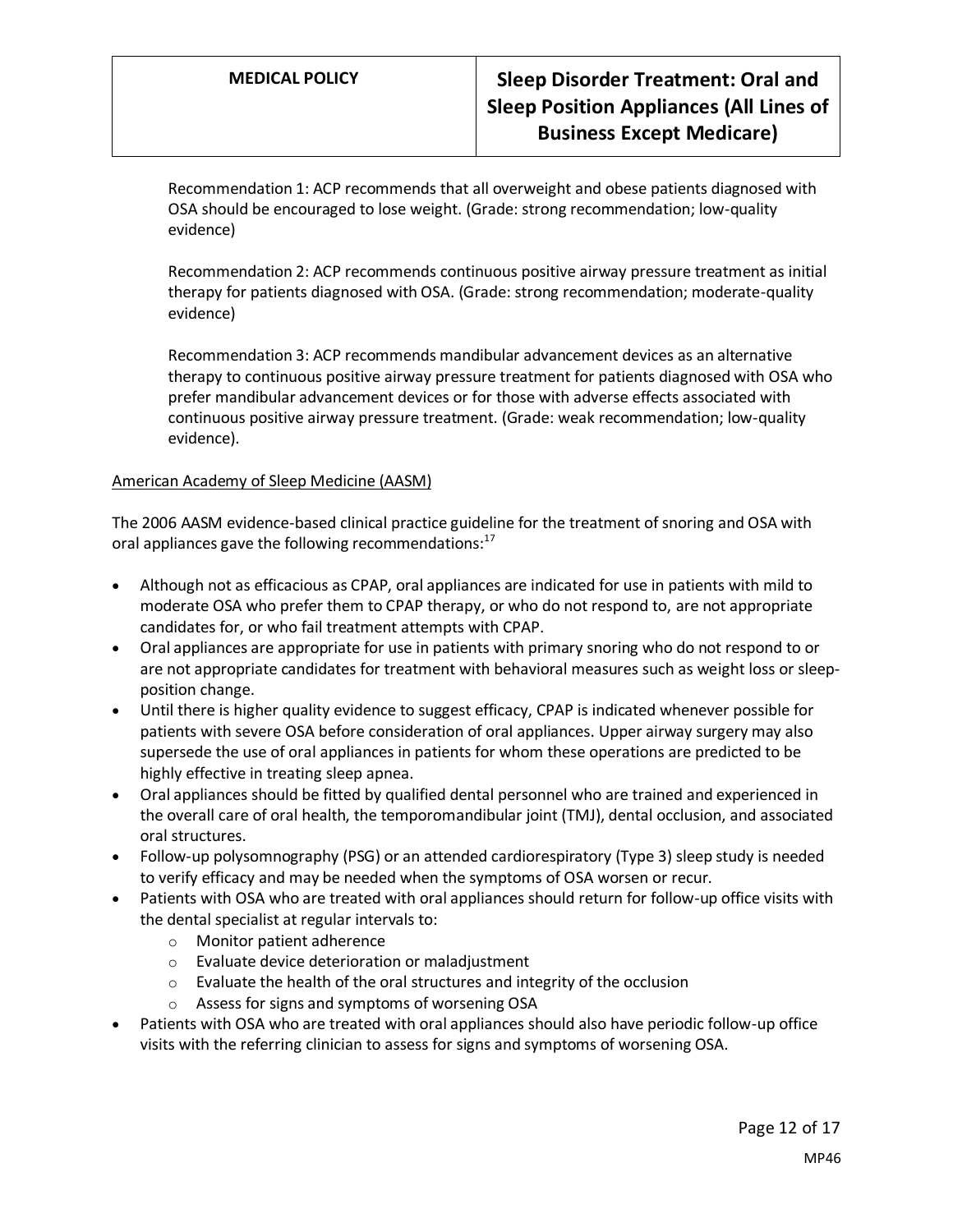Recommendation 1: ACP recommends that all overweight and obese patients diagnosed with OSA should be encouraged to lose weight. (Grade: strong recommendation; low-quality evidence)

Recommendation 2: ACP recommends continuous positive airway pressure treatment as initial therapy for patients diagnosed with OSA. (Grade: strong recommendation; moderate-quality evidence)

Recommendation 3: ACP recommends mandibular advancement devices as an alternative therapy to continuous positive airway pressure treatment for patients diagnosed with OSA who prefer mandibular advancement devices or for those with adverse effects associated with continuous positive airway pressure treatment. (Grade: weak recommendation; low-quality evidence).

American Academy of Sleep Medicine (AASM)

The 2006 AASM evidence-based clinical practice guideline for the treatment of snoring and OSA with oral appliances gave the following recommendations:[17]

- Although not as efficacious as CPAP, oral appliances are indicated for use in patients with mild to moderate OSA who prefer them to CPAP therapy, or who do not respond to, are not appropriate candidates for, or who fail treatment attempts with CPAP.
- Oral appliances are appropriate for use in patients with primary snoring who do not respond to or are not appropriate candidates for treatment with behavioral measures such as weight loss or sleep-position change.
- Until there is higher quality evidence to suggest efficacy, CPAP is indicated whenever possible for patients with severe OSA before consideration of oral appliances. Upper airway surgery may also supersede the use of oral appliances in patients for whom these operations are predicted to be highly effective in treating sleep apnea.
- Oral appliances should be fitted by qualified dental personnel who are trained and experienced in the overall care of oral health, the temporomandibular joint (TMJ), dental occlusion, and associated oral structures.
- Follow-up polysomnography (PSG) or an attended cardiorespiratory (Type 3) sleep study is needed to verify efficacy and may be needed when the symptoms of OSA worsen or recur.
- Patients with OSA who are treated with oral appliances should return for follow-up office visits with the dental specialist at regular intervals to:
  - Monitor patient adherence
  - Evaluate device deterioration or maladjustment
  - Evaluate the health of the oral structures and integrity of the occlusion
  - Assess for signs and symptoms of worsening OSA
- Patients with OSA who are treated with oral appliances should also have periodic follow-up office visits with the referring clinician to assess for signs and symptoms of worsening OSA.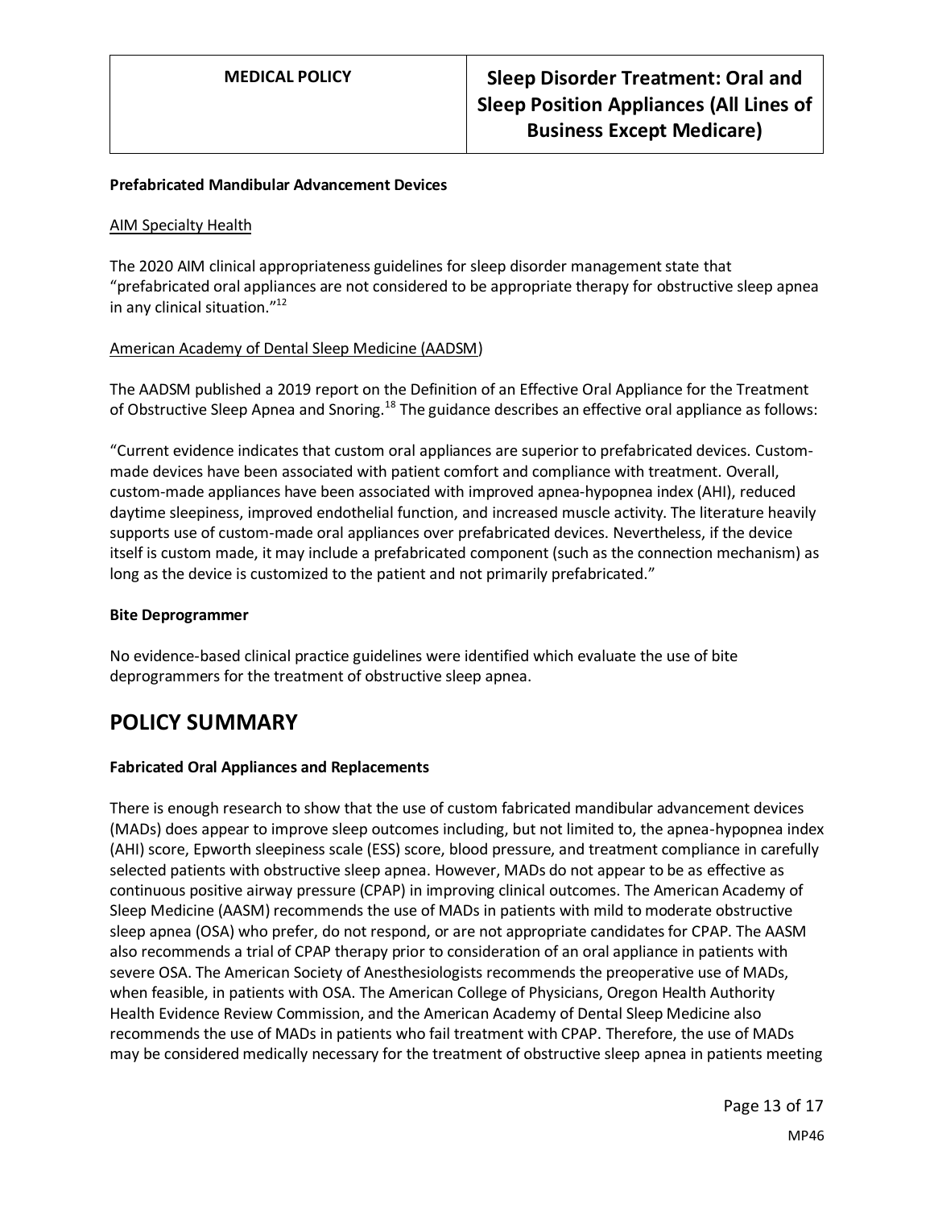**Prefabricated Mandibular Advancement Devices**

AIM Specialty Health

The 2020 AIM clinical appropriateness guidelines for sleep disorder management state that "prefabricated oral appliances are not considered to be appropriate therapy for obstructive sleep apnea in any clinical situation."[12]

American Academy of Dental Sleep Medicine (AADSM)

The AADSM published a 2019 report on the Definition of an Effective Oral Appliance for the Treatment of Obstructive Sleep Apnea and Snoring.[18] The guidance describes an effective oral appliance as follows:

"Current evidence indicates that custom oral appliances are superior to prefabricated devices. Custom-made devices have been associated with patient comfort and compliance with treatment. Overall, custom-made appliances have been associated with improved apnea-hypopnea index (AHI), reduced daytime sleepiness, improved endothelial function, and increased muscle activity. The literature heavily supports use of custom-made oral appliances over prefabricated devices. Nevertheless, if the device itself is custom made, it may include a prefabricated component (such as the connection mechanism) as long as the device is customized to the patient and not primarily prefabricated."

**Bite Deprogrammer**

No evidence-based clinical practice guidelines were identified which evaluate the use of bite deprogrammers for the treatment of obstructive sleep apnea.

# POLICY SUMMARY

**Fabricated Oral Appliances and Replacements**

There is enough research to show that the use of custom fabricated mandibular advancement devices (MADs) does appear to improve sleep outcomes including, but not limited to, the apnea-hypopnea index (AHI) score, Epworth sleepiness scale (ESS) score, blood pressure, and treatment compliance in carefully selected patients with obstructive sleep apnea. However, MADs do not appear to be as effective as continuous positive airway pressure (CPAP) in improving clinical outcomes. The American Academy of Sleep Medicine (AASM) recommends the use of MADs in patients with mild to moderate obstructive sleep apnea (OSA) who prefer, do not respond, or are not appropriate candidates for CPAP. The AASM also recommends a trial of CPAP therapy prior to consideration of an oral appliance in patients with severe OSA. The American Society of Anesthesiologists recommends the preoperative use of MADs, when feasible, in patients with OSA. The American College of Physicians, Oregon Health Authority Health Evidence Review Commission, and the American Academy of Dental Sleep Medicine also recommends the use of MADs in patients who fail treatment with CPAP. Therefore, the use of MADs may be considered medically necessary for the treatment of obstructive sleep apnea in patients meeting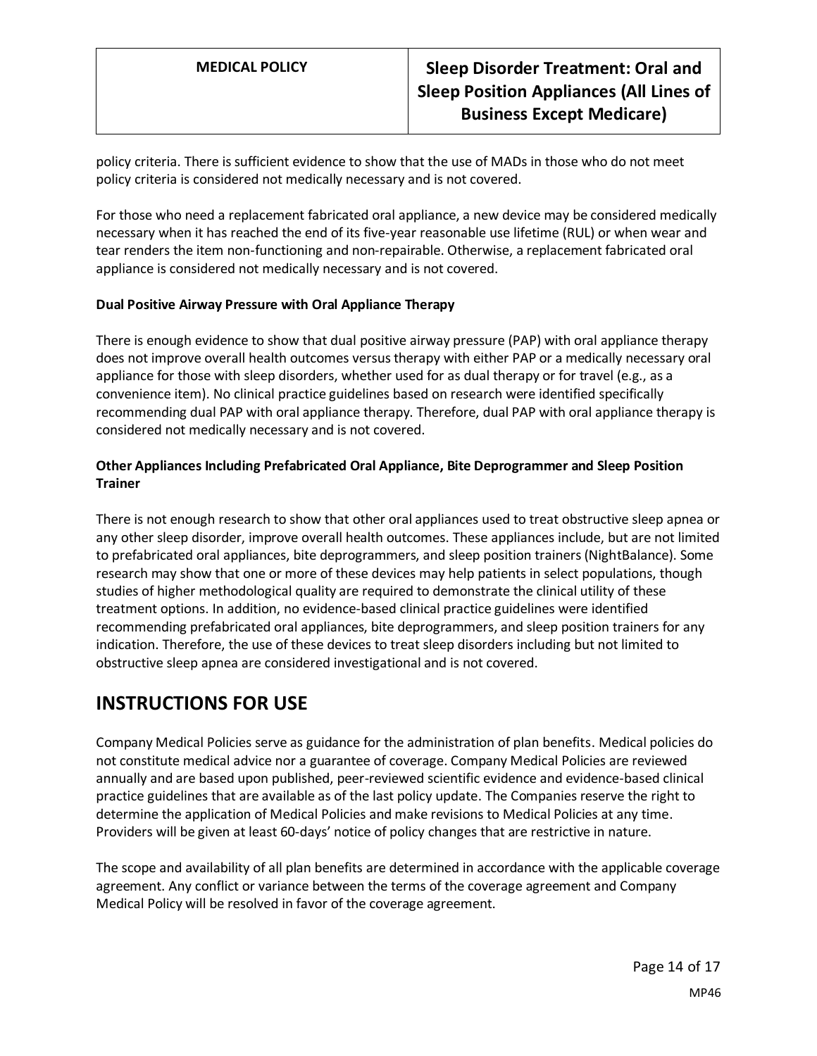policy criteria. There is sufficient evidence to show that the use of MADs in those who do not meet policy criteria is considered not medically necessary and is not covered.

For those who need a replacement fabricated oral appliance, a new device may be considered medically necessary when it has reached the end of its five-year reasonable use lifetime (RUL) or when wear and tear renders the item non-functioning and non-repairable. Otherwise, a replacement fabricated oral appliance is considered not medically necessary and is not covered.

**Dual Positive Airway Pressure with Oral Appliance Therapy**

There is enough evidence to show that dual positive airway pressure (PAP) with oral appliance therapy does not improve overall health outcomes versus therapy with either PAP or a medically necessary oral appliance for those with sleep disorders, whether used for as dual therapy or for travel (e.g., as a convenience item). No clinical practice guidelines based on research were identified specifically recommending dual PAP with oral appliance therapy. Therefore, dual PAP with oral appliance therapy is considered not medically necessary and is not covered.

**Other Appliances Including Prefabricated Oral Appliance, Bite Deprogrammer and Sleep Position Trainer**

There is not enough research to show that other oral appliances used to treat obstructive sleep apnea or any other sleep disorder, improve overall health outcomes. These appliances include, but are not limited to prefabricated oral appliances, bite deprogrammers, and sleep position trainers (NightBalance). Some research may show that one or more of these devices may help patients in select populations, though studies of higher methodological quality are required to demonstrate the clinical utility of these treatment options. In addition, no evidence-based clinical practice guidelines were identified recommending prefabricated oral appliances, bite deprogrammers, and sleep position trainers for any indication. Therefore, the use of these devices to treat sleep disorders including but not limited to obstructive sleep apnea are considered investigational and is not covered.

# INSTRUCTIONS FOR USE

Company Medical Policies serve as guidance for the administration of plan benefits. Medical policies do not constitute medical advice nor a guarantee of coverage. Company Medical Policies are reviewed annually and are based upon published, peer-reviewed scientific evidence and evidence-based clinical practice guidelines that are available as of the last policy update. The Companies reserve the right to determine the application of Medical Policies and make revisions to Medical Policies at any time. Providers will be given at least 60-days' notice of policy changes that are restrictive in nature.

The scope and availability of all plan benefits are determined in accordance with the applicable coverage agreement. Any conflict or variance between the terms of the coverage agreement and Company Medical Policy will be resolved in favor of the coverage agreement.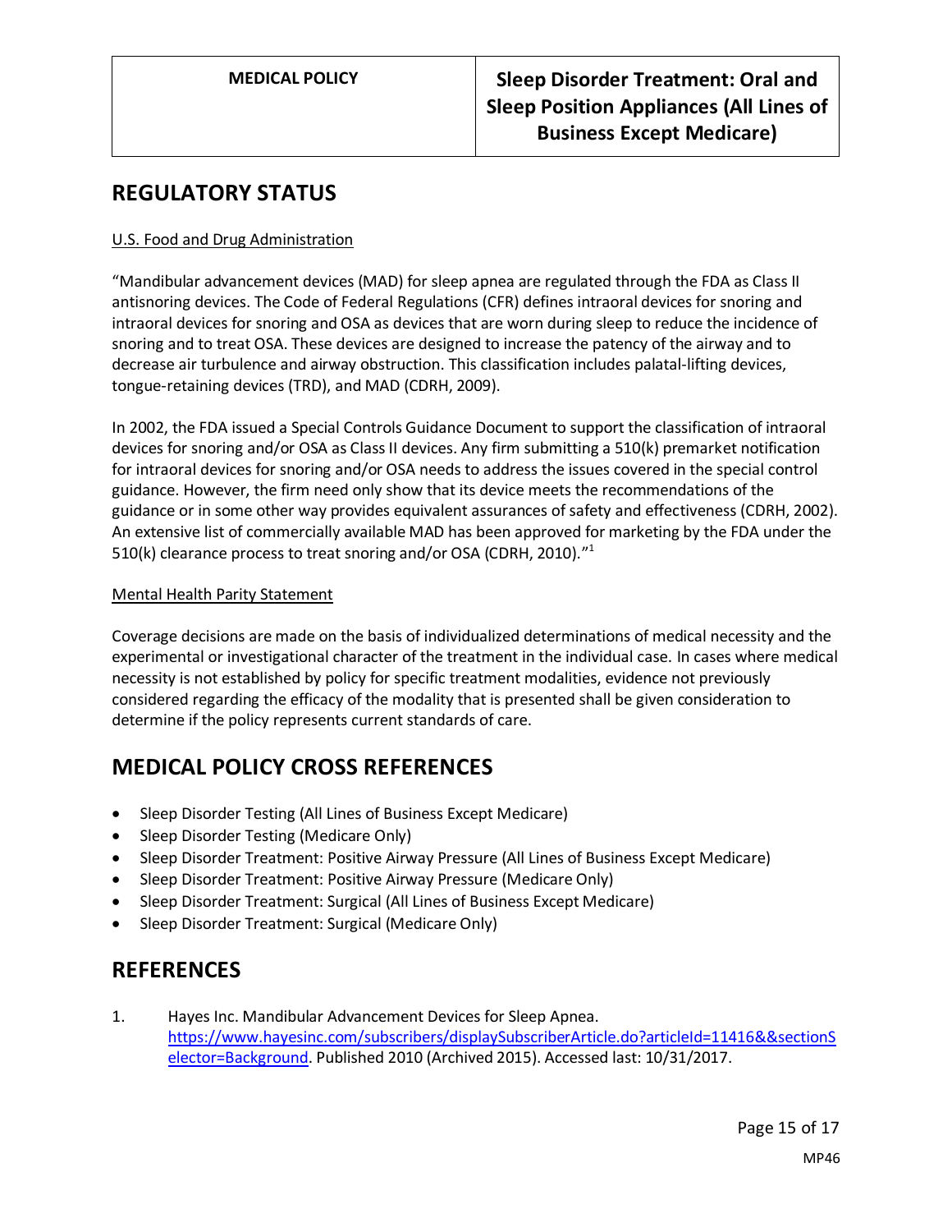## REGULATORY STATUS

U.S. Food and Drug Administration

"Mandibular advancement devices (MAD) for sleep apnea are regulated through the FDA as Class II antisnoring devices. The Code of Federal Regulations (CFR) defines intraoral devices for snoring and intraoral devices for snoring and OSA as devices that are worn during sleep to reduce the incidence of snoring and to treat OSA. These devices are designed to increase the patency of the airway and to decrease air turbulence and airway obstruction. This classification includes palatal-lifting devices, tongue-retaining devices (TRD), and MAD (CDRH, 2009).

In 2002, the FDA issued a Special Controls Guidance Document to support the classification of intraoral devices for snoring and/or OSA as Class II devices. Any firm submitting a 510(k) premarket notification for intraoral devices for snoring and/or OSA needs to address the issues covered in the special control guidance. However, the firm need only show that its device meets the recommendations of the guidance or in some other way provides equivalent assurances of safety and effectiveness (CDRH, 2002). An extensive list of commercially available MAD has been approved for marketing by the FDA under the 510(k) clearance process to treat snoring and/or OSA (CDRH, 2010)."[1]

Mental Health Parity Statement

Coverage decisions are made on the basis of individualized determinations of medical necessity and the experimental or investigational character of the treatment in the individual case. In cases where medical necessity is not established by policy for specific treatment modalities, evidence not previously considered regarding the efficacy of the modality that is presented shall be given consideration to determine if the policy represents current standards of care.

## MEDICAL POLICY CROSS REFERENCES

- Sleep Disorder Testing (All Lines of Business Except Medicare)
- Sleep Disorder Testing (Medicare Only)
- Sleep Disorder Treatment: Positive Airway Pressure (All Lines of Business Except Medicare)
- Sleep Disorder Treatment: Positive Airway Pressure (Medicare Only)
- Sleep Disorder Treatment: Surgical (All Lines of Business Except Medicare)
- Sleep Disorder Treatment: Surgical (Medicare Only)

## REFERENCES

1. Hayes Inc. Mandibular Advancement Devices for Sleep Apnea. https://www.hayesinc.com/subscribers/displaySubscriberArticle.do?articleId=11416&&sectionSelector=Background. Published 2010 (Archived 2015). Accessed last: 10/31/2017.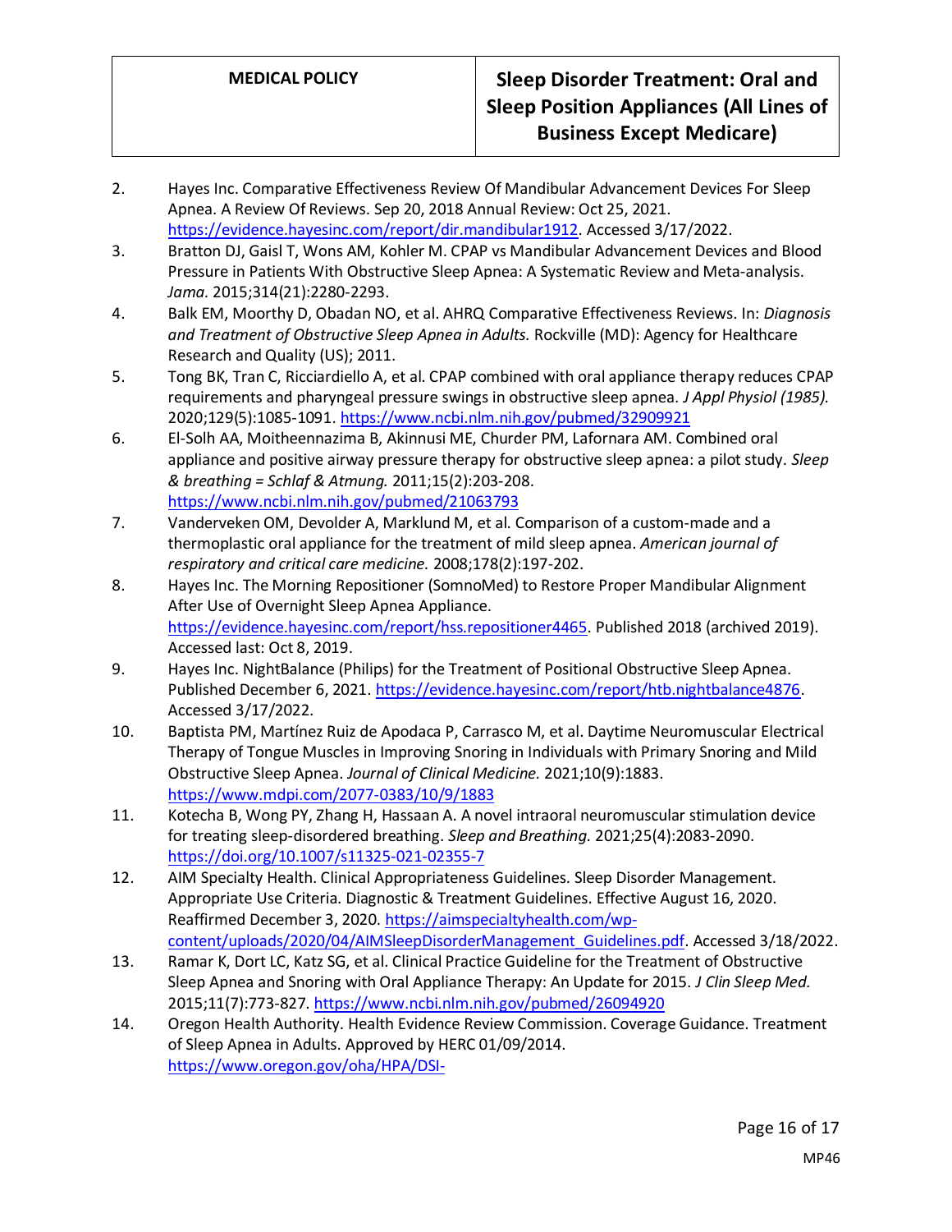2. Hayes Inc. Comparative Effectiveness Review Of Mandibular Advancement Devices For Sleep Apnea. A Review Of Reviews. Sep 20, 2018 Annual Review: Oct 25, 2021. https://evidence.hayesinc.com/report/dir.mandibular1912. Accessed 3/17/2022.
3. Bratton DJ, Gaisl T, Wons AM, Kohler M. CPAP vs Mandibular Advancement Devices and Blood Pressure in Patients With Obstructive Sleep Apnea: A Systematic Review and Meta-analysis. *Jama.* 2015;314(21):2280-2293.
4. Balk EM, Moorthy D, Obadan NO, et al. AHRQ Comparative Effectiveness Reviews. In: *Diagnosis and Treatment of Obstructive Sleep Apnea in Adults.* Rockville (MD): Agency for Healthcare Research and Quality (US); 2011.
5. Tong BK, Tran C, Ricciardiello A, et al. CPAP combined with oral appliance therapy reduces CPAP requirements and pharyngeal pressure swings in obstructive sleep apnea. *J Appl Physiol (1985).* 2020;129(5):1085-1091. https://www.ncbi.nlm.nih.gov/pubmed/32909921
6. El-Solh AA, Moitheennazima B, Akinnusi ME, Churder PM, Lafornara AM. Combined oral appliance and positive airway pressure therapy for obstructive sleep apnea: a pilot study. *Sleep & breathing = Schlaf & Atmung.* 2011;15(2):203-208. https://www.ncbi.nlm.nih.gov/pubmed/21063793
7. Vanderveken OM, Devolder A, Marklund M, et al. Comparison of a custom-made and a thermoplastic oral appliance for the treatment of mild sleep apnea. *American journal of respiratory and critical care medicine.* 2008;178(2):197-202.
8. Hayes Inc. The Morning Repositioner (SomnoMed) to Restore Proper Mandibular Alignment After Use of Overnight Sleep Apnea Appliance. https://evidence.hayesinc.com/report/hss.repositioner4465. Published 2018 (archived 2019). Accessed last: Oct 8, 2019.
9. Hayes Inc. NightBalance (Philips) for the Treatment of Positional Obstructive Sleep Apnea. Published December 6, 2021. https://evidence.hayesinc.com/report/htb.nightbalance4876. Accessed 3/17/2022.
10. Baptista PM, Martínez Ruiz de Apodaca P, Carrasco M, et al. Daytime Neuromuscular Electrical Therapy of Tongue Muscles in Improving Snoring in Individuals with Primary Snoring and Mild Obstructive Sleep Apnea. *Journal of Clinical Medicine.* 2021;10(9):1883. https://www.mdpi.com/2077-0383/10/9/1883
11. Kotecha B, Wong PY, Zhang H, Hassaan A. A novel intraoral neuromuscular stimulation device for treating sleep-disordered breathing. *Sleep and Breathing.* 2021;25(4):2083-2090. https://doi.org/10.1007/s11325-021-02355-7
12. AIM Specialty Health. Clinical Appropriateness Guidelines. Sleep Disorder Management. Appropriate Use Criteria. Diagnostic & Treatment Guidelines. Effective August 16, 2020. Reaffirmed December 3, 2020. https://aimspecialtyhealth.com/wp-content/uploads/2020/04/AIMSleepDisorderManagement_Guidelines.pdf. Accessed 3/18/2022.
13. Ramar K, Dort LC, Katz SG, et al. Clinical Practice Guideline for the Treatment of Obstructive Sleep Apnea and Snoring with Oral Appliance Therapy: An Update for 2015. *J Clin Sleep Med.* 2015;11(7):773-827. https://www.ncbi.nlm.nih.gov/pubmed/26094920
14. Oregon Health Authority. Health Evidence Review Commission. Coverage Guidance. Treatment of Sleep Apnea in Adults. Approved by HERC 01/09/2014. https://www.oregon.gov/oha/HPA/DSI-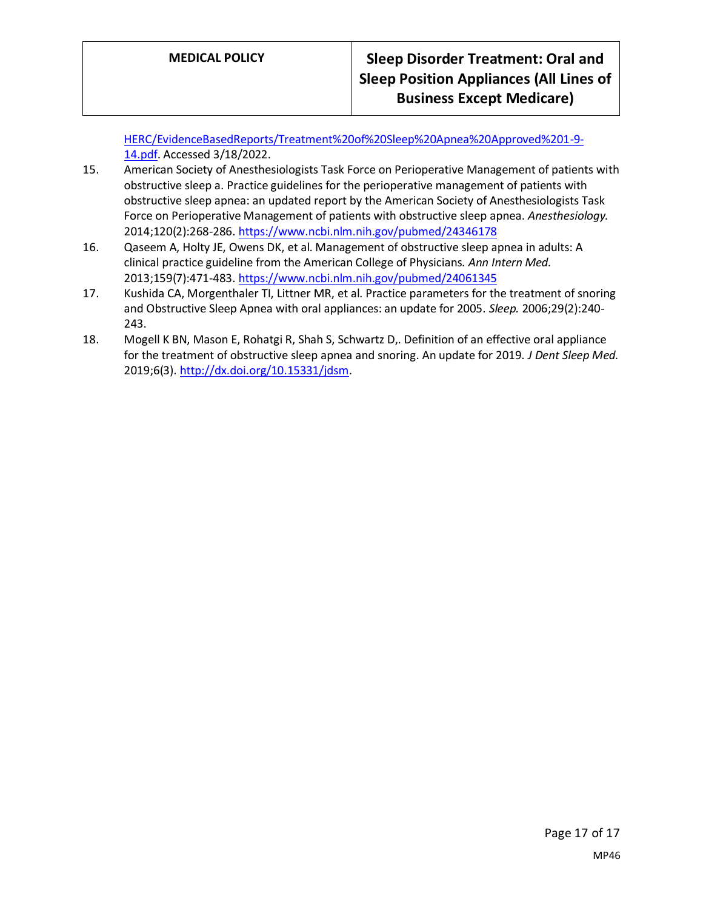HERC/EvidenceBasedReports/Treatment%20of%20Sleep%20Apnea%20Approved%201-9-14.pdf. Accessed 3/18/2022.

15. American Society of Anesthesiologists Task Force on Perioperative Management of patients with obstructive sleep a. Practice guidelines for the perioperative management of patients with obstructive sleep apnea: an updated report by the American Society of Anesthesiologists Task Force on Perioperative Management of patients with obstructive sleep apnea. *Anesthesiology.* 2014;120(2):268-286. https://www.ncbi.nlm.nih.gov/pubmed/24346178
16. Qaseem A, Holty JE, Owens DK, et al. Management of obstructive sleep apnea in adults: A clinical practice guideline from the American College of Physicians. *Ann Intern Med.* 2013;159(7):471-483. https://www.ncbi.nlm.nih.gov/pubmed/24061345
17. Kushida CA, Morgenthaler TI, Littner MR, et al. Practice parameters for the treatment of snoring and Obstructive Sleep Apnea with oral appliances: an update for 2005. *Sleep.* 2006;29(2):240-243.
18. Mogell K BN, Mason E, Rohatgi R, Shah S, Schwartz D,. Definition of an effective oral appliance for the treatment of obstructive sleep apnea and snoring. An update for 2019. *J Dent Sleep Med.* 2019;6(3). http://dx.doi.org/10.15331/jdsm.